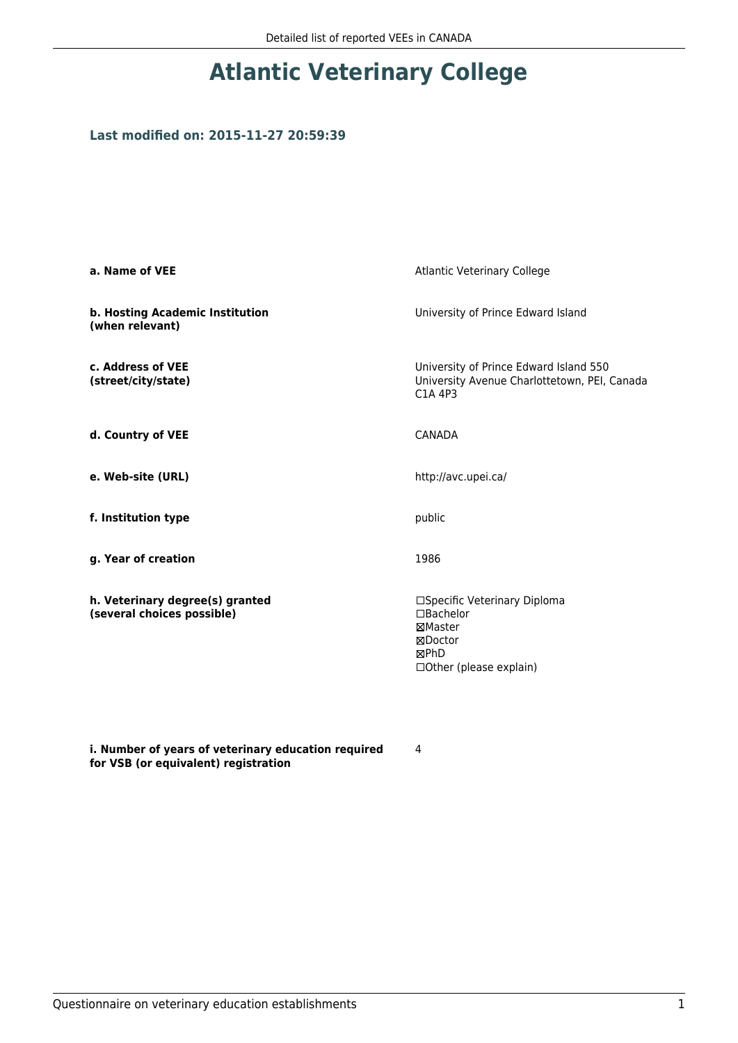# Atlantic Veterinary College

### Last modified on: 2015-11-27 20:59:39

| | |
|---|---|
| **a. Name of VEE** | Atlantic Veterinary College |
| **b. Hosting Academic Institution (when relevant)** | University of Prince Edward Island |
| **c. Address of VEE (street/city/state)** | University of Prince Edward Island 550 University Avenue Charlottetown, PEI, Canada C1A 4P3 |
| **d. Country of VEE** | CANADA |
| **e. Web-site (URL)** | http://avc.upei.ca/ |
| **f. Institution type** | public |
| **g. Year of creation** | 1986 |
| **h. Veterinary degree(s) granted (several choices possible)** | ☐Specific Veterinary Diploma<br>☐Bachelor<br>☒Master<br>☒Doctor<br>☒PhD<br>☐Other (please explain) |
| **i. Number of years of veterinary education required for VSB (or equivalent) registration** | 4 |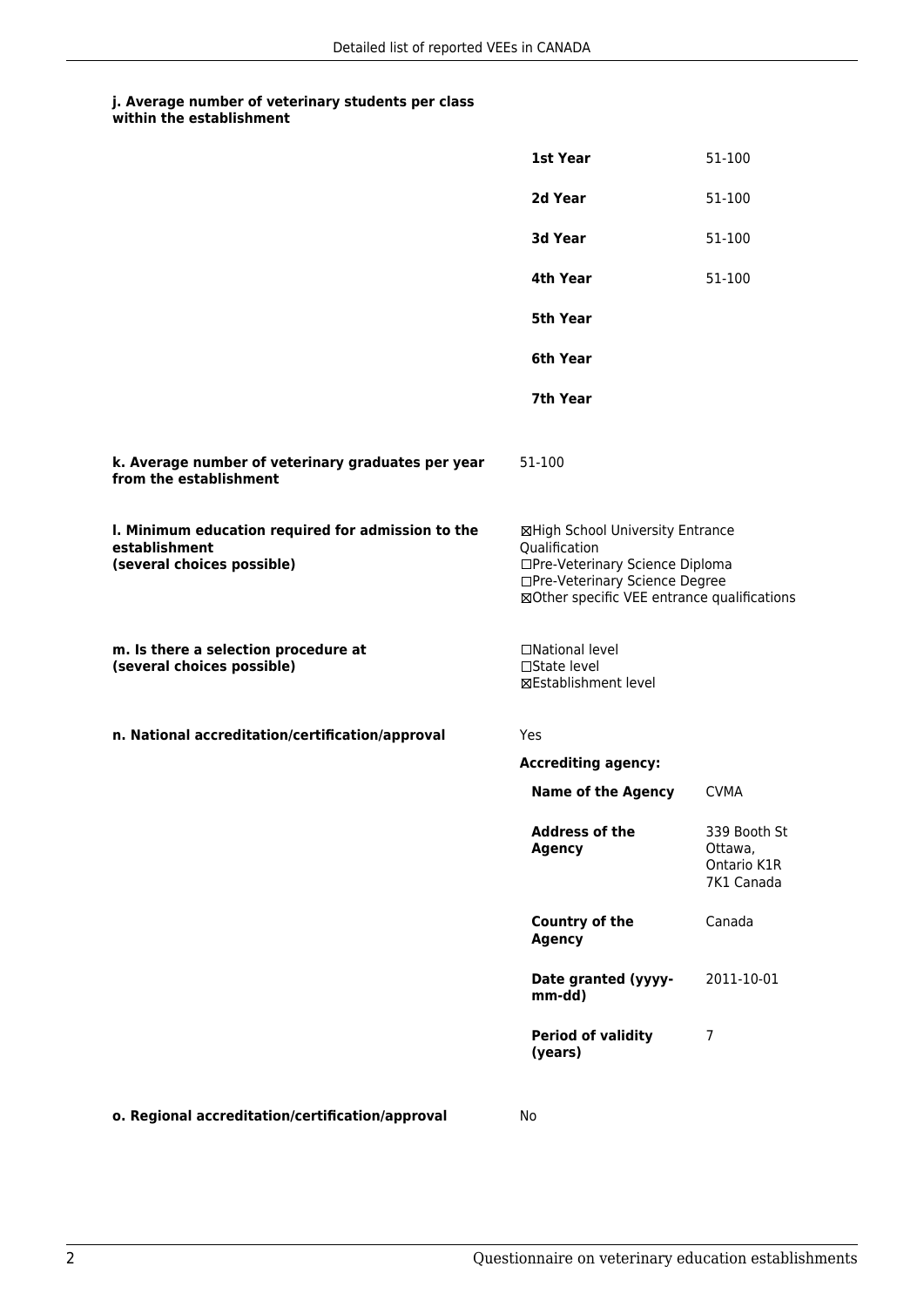**j. Average number of veterinary students per class within the establishment**

| | |
|---|---|
| **1st Year** | 51-100 |
| **2d Year** | 51-100 |
| **3d Year** | 51-100 |
| **4th Year** | 51-100 |
| **5th Year** | |
| **6th Year** | |
| **7th Year** | |

**k. Average number of veterinary graduates per year from the establishment**

51-100

**l. Minimum education required for admission to the establishment (several choices possible)**

☒High School University Entrance Qualification
☐Pre-Veterinary Science Diploma
☐Pre-Veterinary Science Degree
☒Other specific VEE entrance qualifications

**m. Is there a selection procedure at (several choices possible)**

☐National level
☐State level
☒Establishment level

**n. National accreditation/certification/approval**

Yes

**Accrediting agency:**

| | |
|---|---|
| **Name of the Agency** | CVMA |
| **Address of the Agency** | 339 Booth St Ottawa, Ontario K1R 7K1 Canada |
| **Country of the Agency** | Canada |
| **Date granted (yyyy-mm-dd)** | 2011-10-01 |
| **Period of validity (years)** | 7 |

**o. Regional accreditation/certification/approval**

No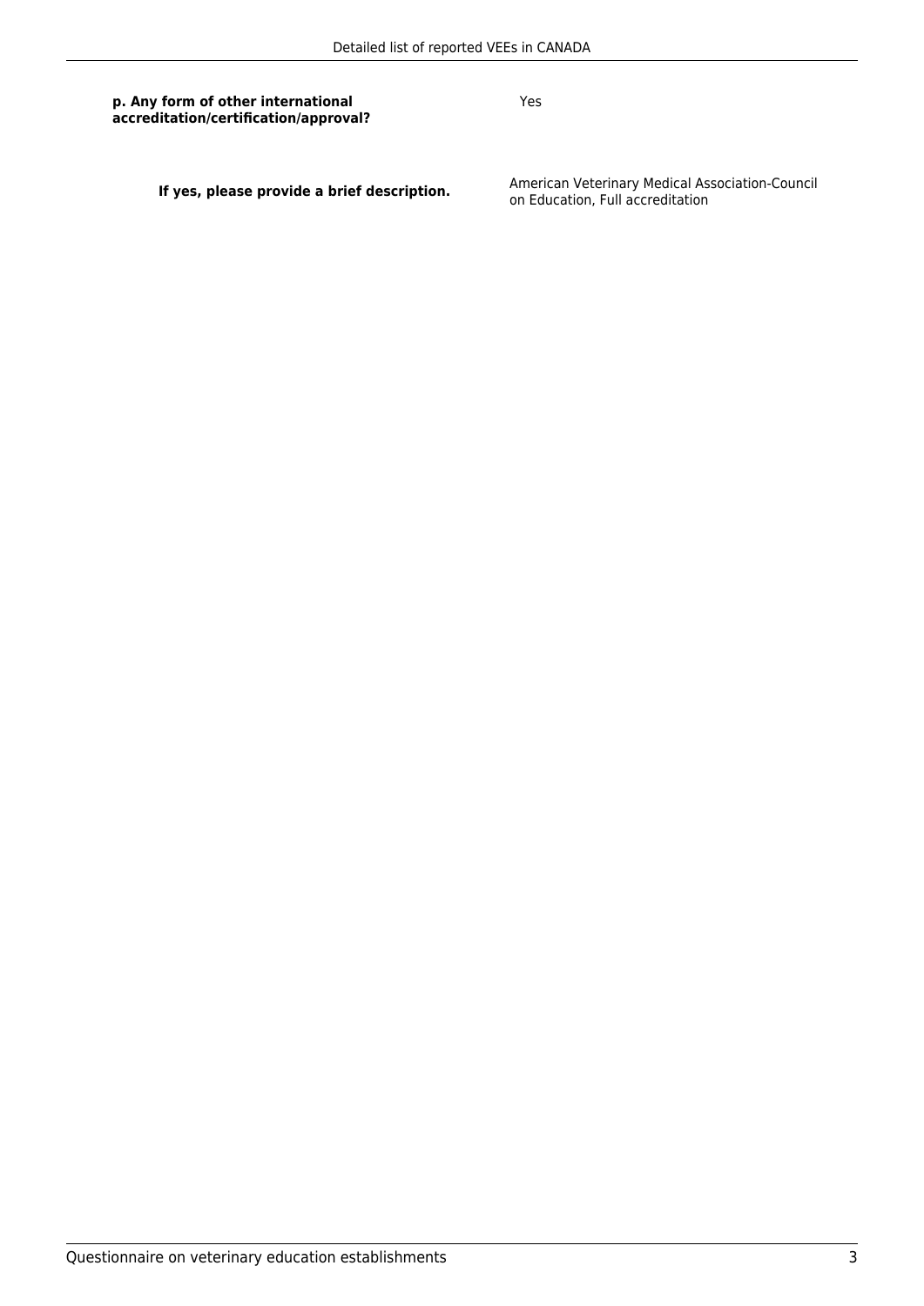**p. Any form of other international accreditation/certification/approval?**

Yes

**If yes, please provide a brief description.**

American Veterinary Medical Association-Council on Education, Full accreditation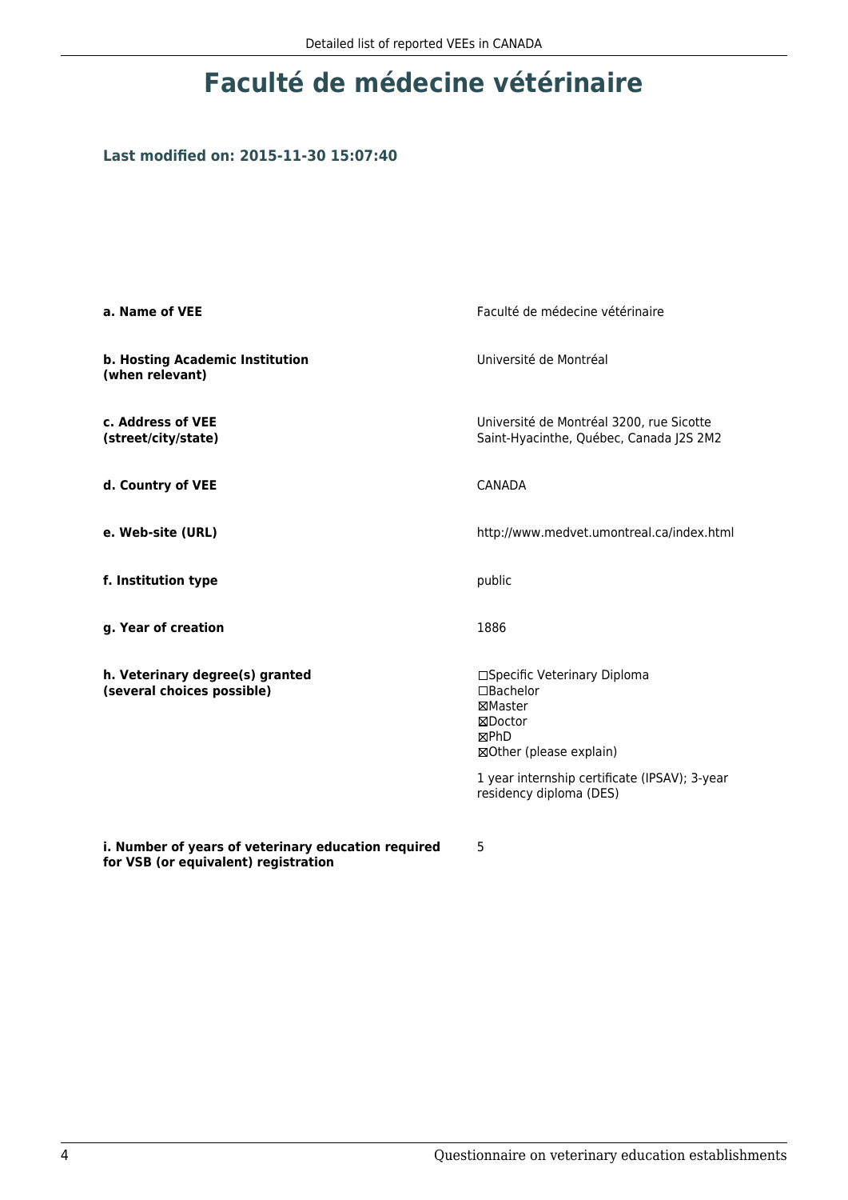# Faculté de médecine vétérinaire

### Last modified on: 2015-11-30 15:07:40

| | |
|---|---|
| **a. Name of VEE** | Faculté de médecine vétérinaire |
| **b. Hosting Academic Institution (when relevant)** | Université de Montréal |
| **c. Address of VEE (street/city/state)** | Université de Montréal 3200, rue Sicotte Saint-Hyacinthe, Québec, Canada J2S 2M2 |
| **d. Country of VEE** | CANADA |
| **e. Web-site (URL)** | http://www.medvet.umontreal.ca/index.html |
| **f. Institution type** | public |
| **g. Year of creation** | 1886 |
| **h. Veterinary degree(s) granted (several choices possible)** | ☐Specific Veterinary Diploma<br>☐Bachelor<br>☒Master<br>☒Doctor<br>☒PhD<br>☒Other (please explain)<br><br>1 year internship certificate (IPSAV); 3-year residency diploma (DES) |
| **i. Number of years of veterinary education required for VSB (or equivalent) registration** | 5 |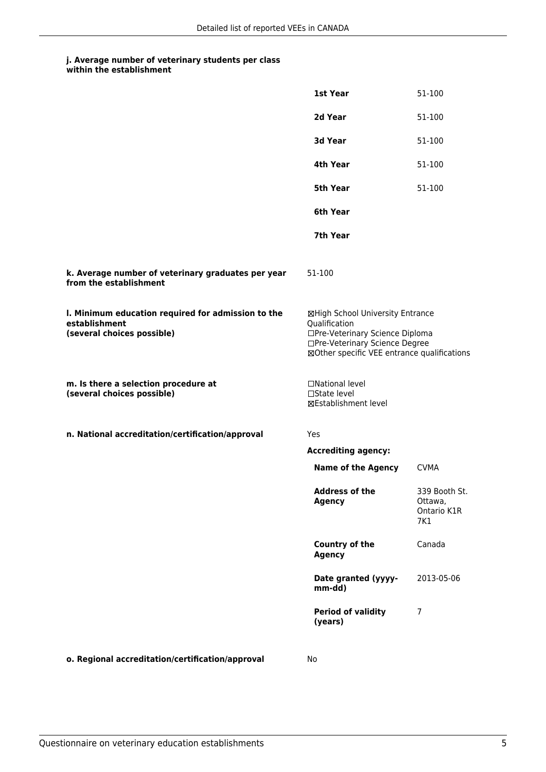**j. Average number of veterinary students per class within the establishment**

| | |
|---|---|
| **1st Year** | 51-100 |
| **2d Year** | 51-100 |
| **3d Year** | 51-100 |
| **4th Year** | 51-100 |
| **5th Year** | 51-100 |
| **6th Year** | |
| **7th Year** | |

**k. Average number of veterinary graduates per year from the establishment**

51-100

**l. Minimum education required for admission to the establishment (several choices possible)**

☒High School University Entrance Qualification
☐Pre-Veterinary Science Diploma
☐Pre-Veterinary Science Degree
☒Other specific VEE entrance qualifications

**m. Is there a selection procedure at (several choices possible)**

☐National level
☐State level
☒Establishment level

**n. National accreditation/certification/approval**

Yes

**Accrediting agency:**

| | |
|---|---|
| **Name of the Agency** | CVMA |
| **Address of the Agency** | 339 Booth St. Ottawa, Ontario K1R 7K1 |
| **Country of the Agency** | Canada |
| **Date granted (yyyy-mm-dd)** | 2013-05-06 |
| **Period of validity (years)** | 7 |

**o. Regional accreditation/certification/approval**

No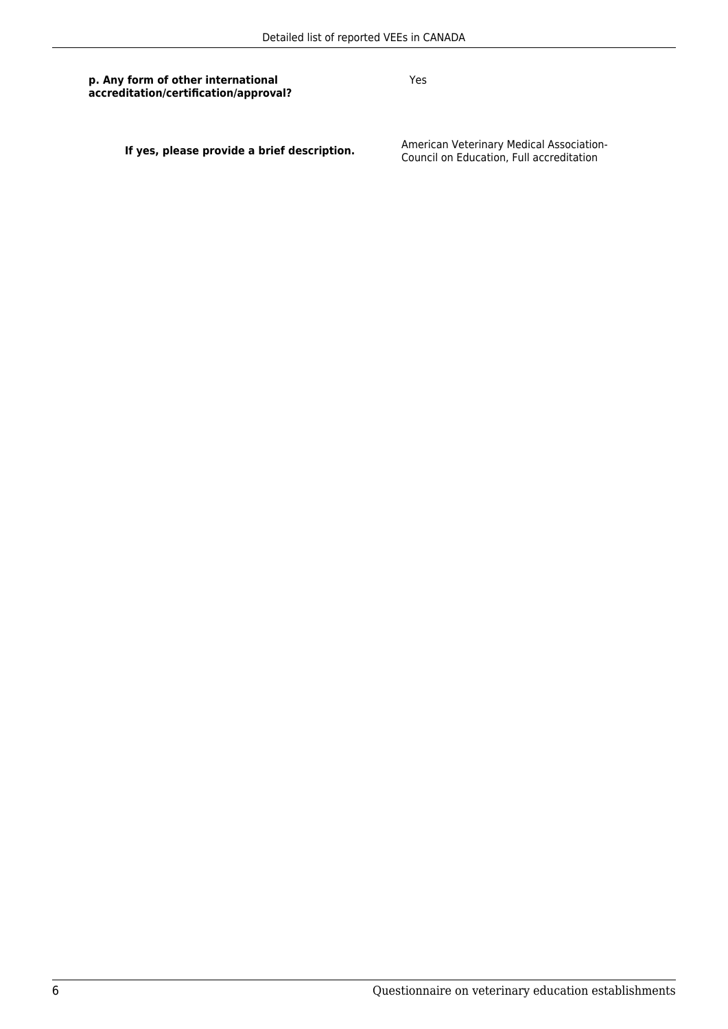**p. Any form of other international accreditation/certification/approval?**

Yes

**If yes, please provide a brief description.**

American Veterinary Medical Association-Council on Education, Full accreditation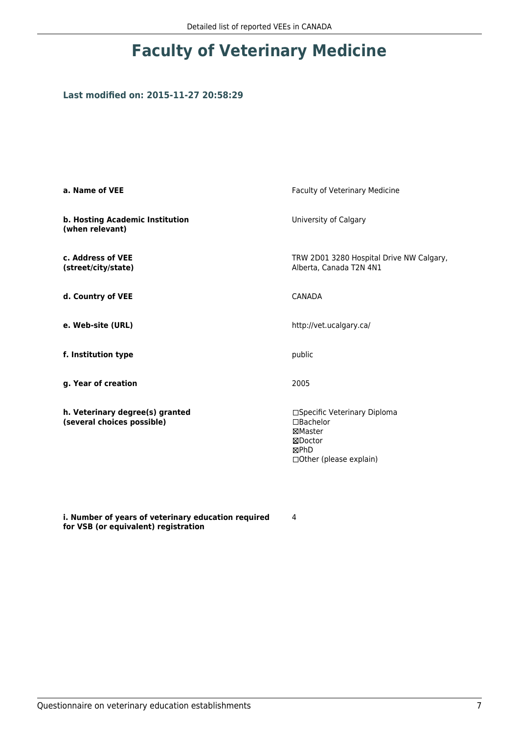# Faculty of Veterinary Medicine

**Last modified on: 2015-11-27 20:58:29**

| | |
|---|---|
| **a. Name of VEE** | Faculty of Veterinary Medicine |
| **b. Hosting Academic Institution (when relevant)** | University of Calgary |
| **c. Address of VEE (street/city/state)** | TRW 2D01 3280 Hospital Drive NW Calgary, Alberta, Canada T2N 4N1 |
| **d. Country of VEE** | CANADA |
| **e. Web-site (URL)** | http://vet.ucalgary.ca/ |
| **f. Institution type** | public |
| **g. Year of creation** | 2005 |
| **h. Veterinary degree(s) granted (several choices possible)** | ☐Specific Veterinary Diploma<br>☐Bachelor<br>☒Master<br>☒Doctor<br>☒PhD<br>☐Other (please explain) |
| **i. Number of years of veterinary education required for VSB (or equivalent) registration** | 4 |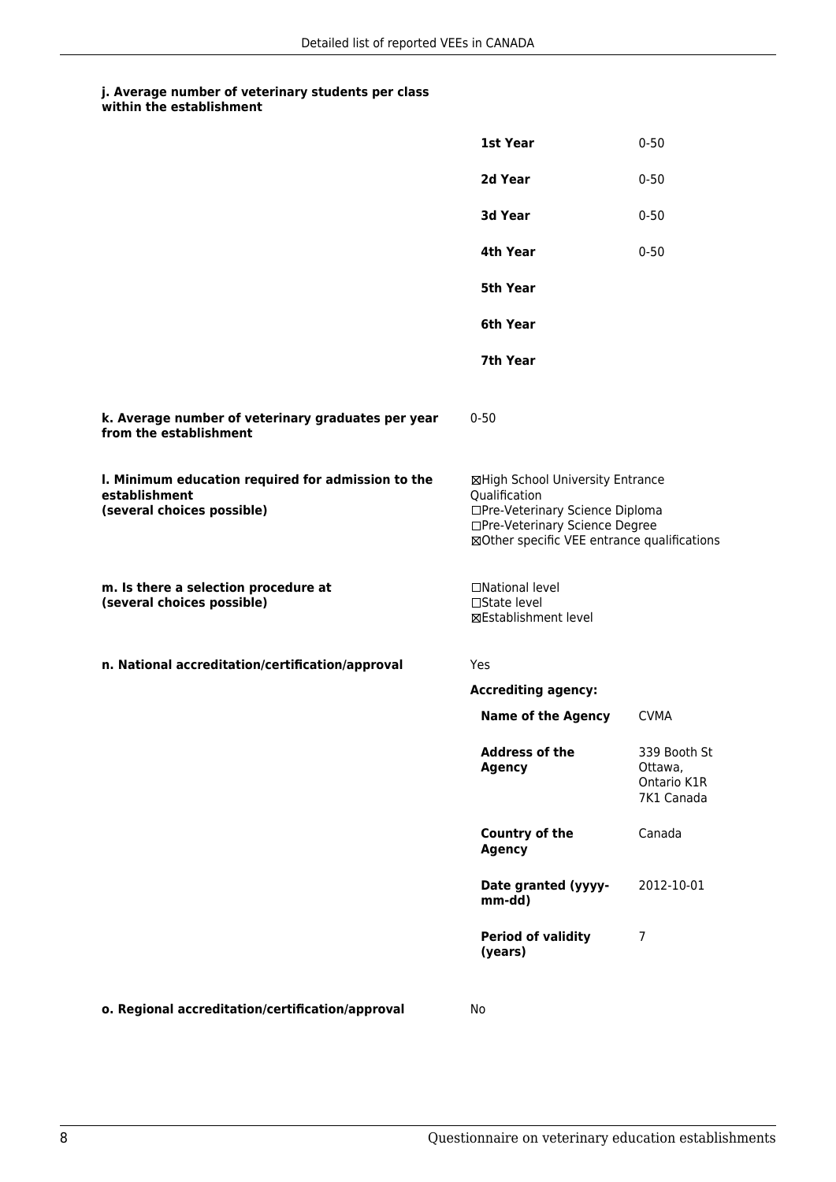#### j. Average number of veterinary students per class within the establishment

| | |
|---|---|
| **1st Year** | 0-50 |
| **2d Year** | 0-50 |
| **3d Year** | 0-50 |
| **4th Year** | 0-50 |
| **5th Year** | |
| **6th Year** | |
| **7th Year** | |

**k. Average number of veterinary graduates per year from the establishment**

0-50

**l. Minimum education required for admission to the establishment (several choices possible)**

☒High School University Entrance Qualification
☐Pre-Veterinary Science Diploma
☐Pre-Veterinary Science Degree
☒Other specific VEE entrance qualifications

**m. Is there a selection procedure at (several choices possible)**

☐National level
☐State level
☒Establishment level

**n. National accreditation/certification/approval**

Yes

**Accrediting agency:**

| | |
|---|---|
| **Name of the Agency** | CVMA |
| **Address of the Agency** | 339 Booth St Ottawa, Ontario K1R 7K1 Canada |
| **Country of the Agency** | Canada |
| **Date granted (yyyy-mm-dd)** | 2012-10-01 |
| **Period of validity (years)** | 7 |

**o. Regional accreditation/certification/approval**

No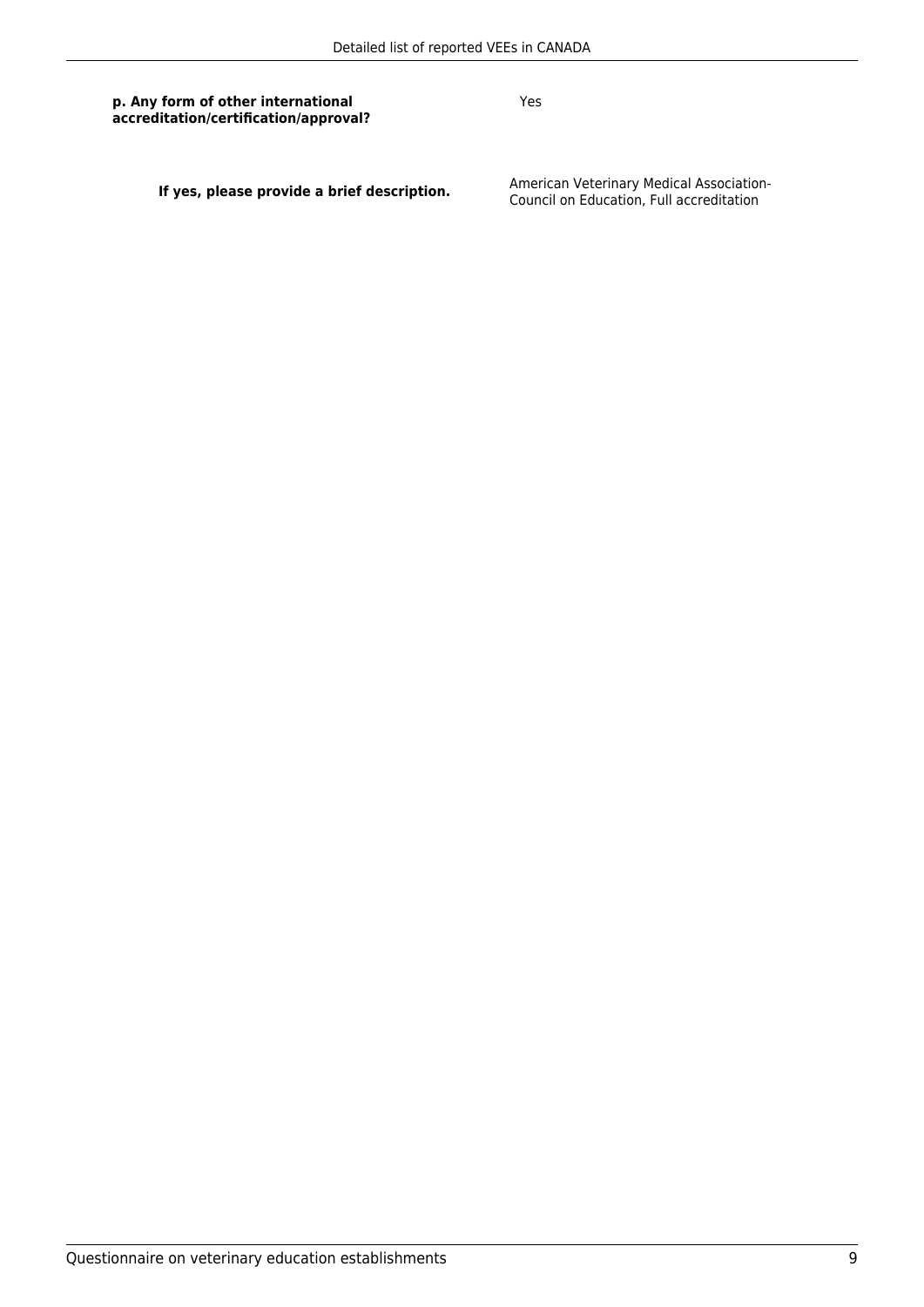**p. Any form of other international accreditation/certification/approval?**

Yes

**If yes, please provide a brief description.**

American Veterinary Medical Association-Council on Education, Full accreditation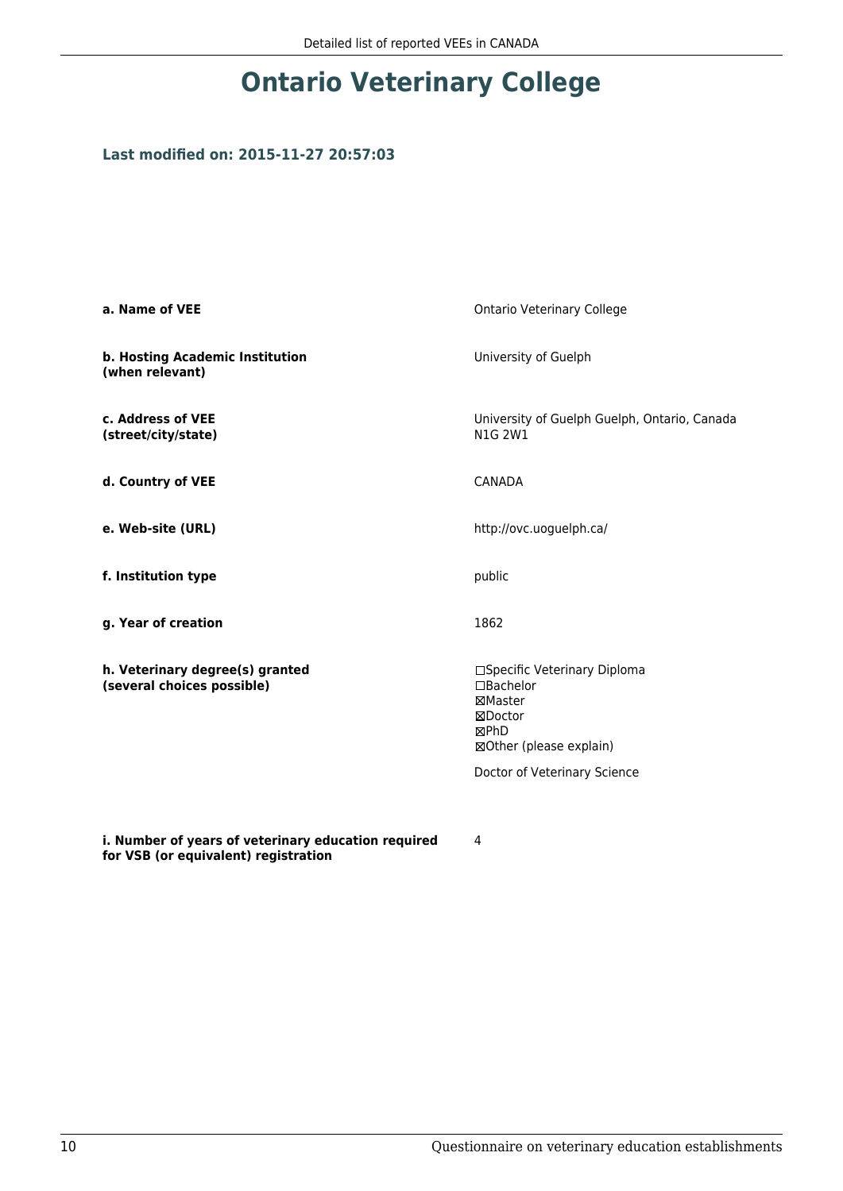# Ontario Veterinary College

### Last modified on: 2015-11-27 20:57:03

| | |
|---|---|
| **a. Name of VEE** | Ontario Veterinary College |
| **b. Hosting Academic Institution (when relevant)** | University of Guelph |
| **c. Address of VEE (street/city/state)** | University of Guelph Guelph, Ontario, Canada N1G 2W1 |
| **d. Country of VEE** | CANADA |
| **e. Web-site (URL)** | http://ovc.uoguelph.ca/ |
| **f. Institution type** | public |
| **g. Year of creation** | 1862 |
| **h. Veterinary degree(s) granted (several choices possible)** | ☐Specific Veterinary Diploma<br>☐Bachelor<br>☒Master<br>☒Doctor<br>☒PhD<br>☒Other (please explain)<br><br>Doctor of Veterinary Science |
| **i. Number of years of veterinary education required for VSB (or equivalent) registration** | 4 |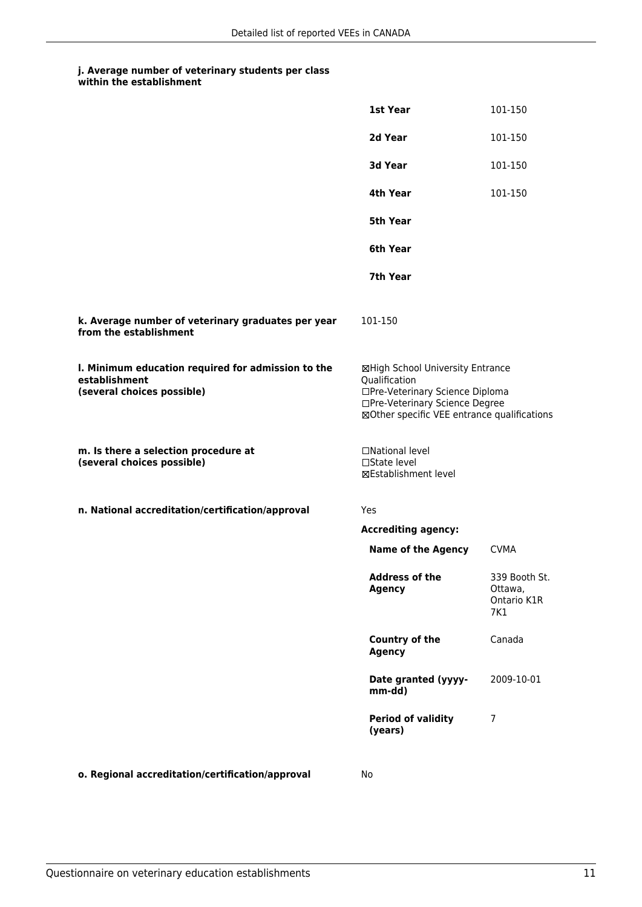**j. Average number of veterinary students per class within the establishment**

| | |
|---|---|
| **1st Year** | 101-150 |
| **2d Year** | 101-150 |
| **3d Year** | 101-150 |
| **4th Year** | 101-150 |
| **5th Year** | |
| **6th Year** | |
| **7th Year** | |

**k. Average number of veterinary graduates per year from the establishment**

101-150

**l. Minimum education required for admission to the establishment (several choices possible)**

☒High School University Entrance Qualification
☐Pre-Veterinary Science Diploma
☐Pre-Veterinary Science Degree
☒Other specific VEE entrance qualifications

**m. Is there a selection procedure at (several choices possible)**

☐National level
☐State level
☒Establishment level

**n. National accreditation/certification/approval**

Yes

**Accrediting agency:**

| | |
|---|---|
| **Name of the Agency** | CVMA |
| **Address of the Agency** | 339 Booth St. Ottawa, Ontario K1R 7K1 |
| **Country of the Agency** | Canada |
| **Date granted (yyyy-mm-dd)** | 2009-10-01 |
| **Period of validity (years)** | 7 |

**o. Regional accreditation/certification/approval**

No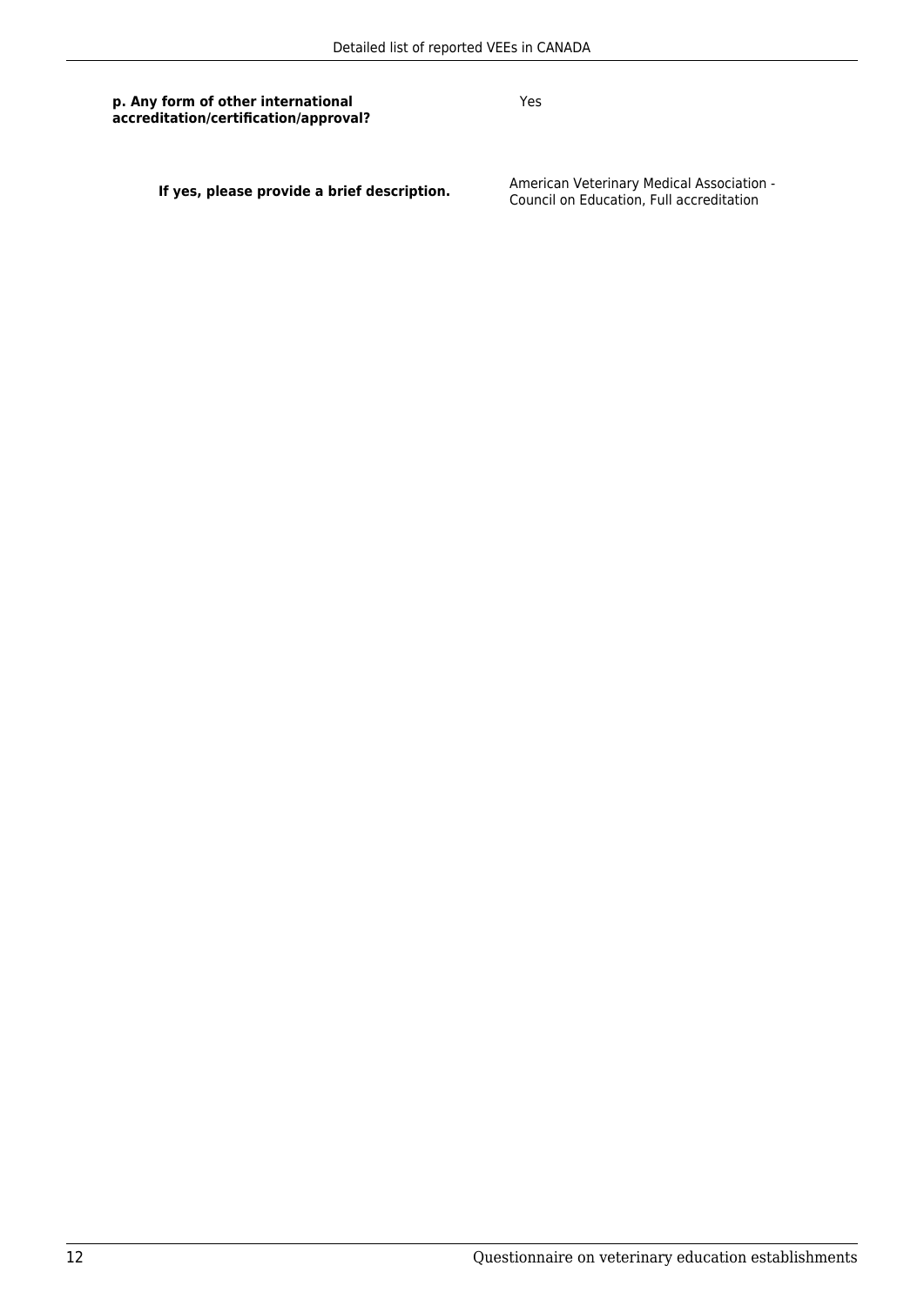**p. Any form of other international accreditation/certification/approval?**

Yes

**If yes, please provide a brief description.**

American Veterinary Medical Association - Council on Education, Full accreditation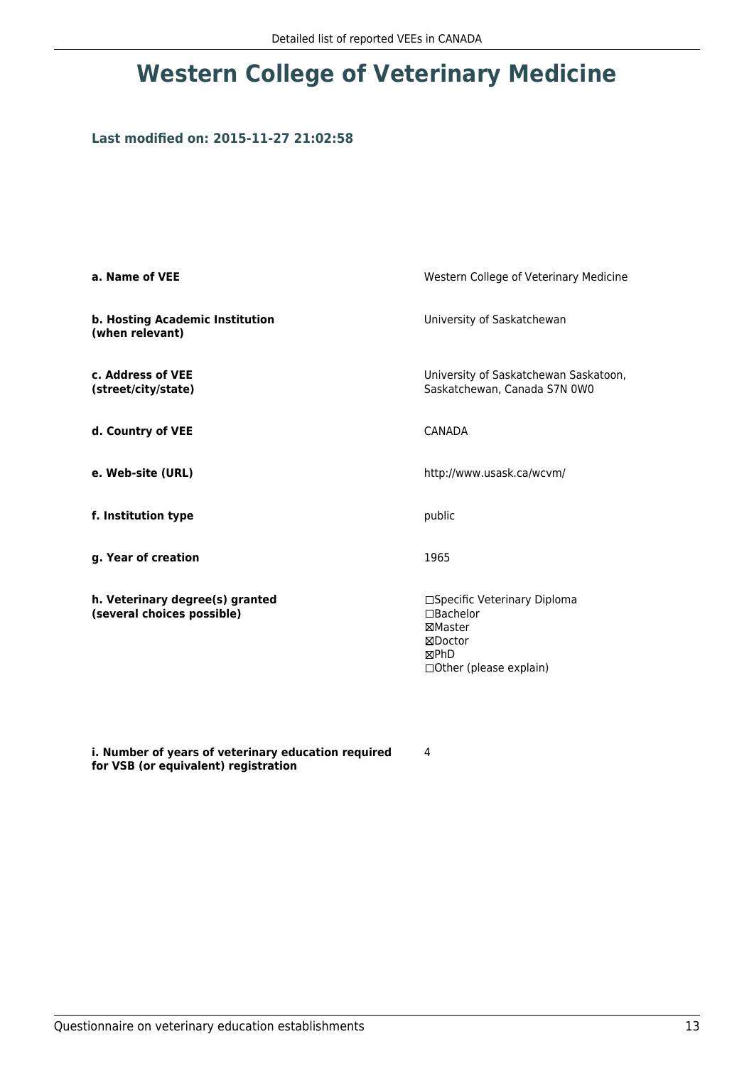# Western College of Veterinary Medicine

### Last modified on: 2015-11-27 21:02:58

| | |
|---|---|
| **a. Name of VEE** | Western College of Veterinary Medicine |
| **b. Hosting Academic Institution (when relevant)** | University of Saskatchewan |
| **c. Address of VEE (street/city/state)** | University of Saskatchewan Saskatoon, Saskatchewan, Canada S7N 0W0 |
| **d. Country of VEE** | CANADA |
| **e. Web-site (URL)** | http://www.usask.ca/wcvm/ |
| **f. Institution type** | public |
| **g. Year of creation** | 1965 |
| **h. Veterinary degree(s) granted (several choices possible)** | ☐Specific Veterinary Diploma<br>☐Bachelor<br>☒Master<br>☒Doctor<br>☒PhD<br>☐Other (please explain) |
| **i. Number of years of veterinary education required for VSB (or equivalent) registration** | 4 |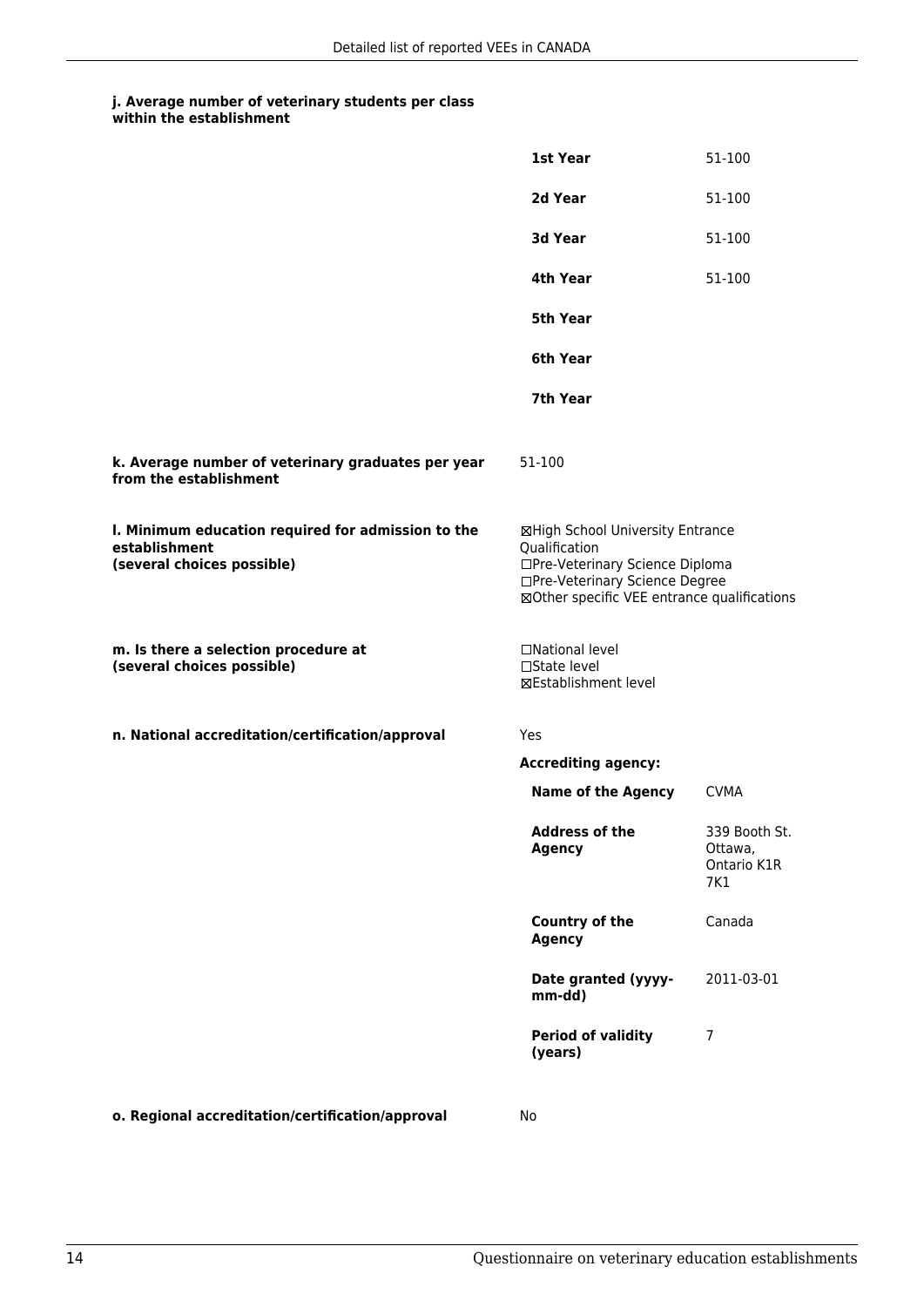**j. Average number of veterinary students per class within the establishment**

| | |
|---|---|
| **1st Year** | 51-100 |
| **2d Year** | 51-100 |
| **3d Year** | 51-100 |
| **4th Year** | 51-100 |
| **5th Year** | |
| **6th Year** | |
| **7th Year** | |

**k. Average number of veterinary graduates per year from the establishment**

51-100

**l. Minimum education required for admission to the establishment (several choices possible)**

☒High School University Entrance Qualification
☐Pre-Veterinary Science Diploma
☐Pre-Veterinary Science Degree
☒Other specific VEE entrance qualifications

**m. Is there a selection procedure at (several choices possible)**

☐National level
☐State level
☒Establishment level

**n. National accreditation/certification/approval**

Yes

**Accrediting agency:**

| | |
|---|---|
| **Name of the Agency** | CVMA |
| **Address of the Agency** | 339 Booth St. Ottawa, Ontario K1R 7K1 |
| **Country of the Agency** | Canada |
| **Date granted (yyyy-mm-dd)** | 2011-03-01 |
| **Period of validity (years)** | 7 |

**o. Regional accreditation/certification/approval**

No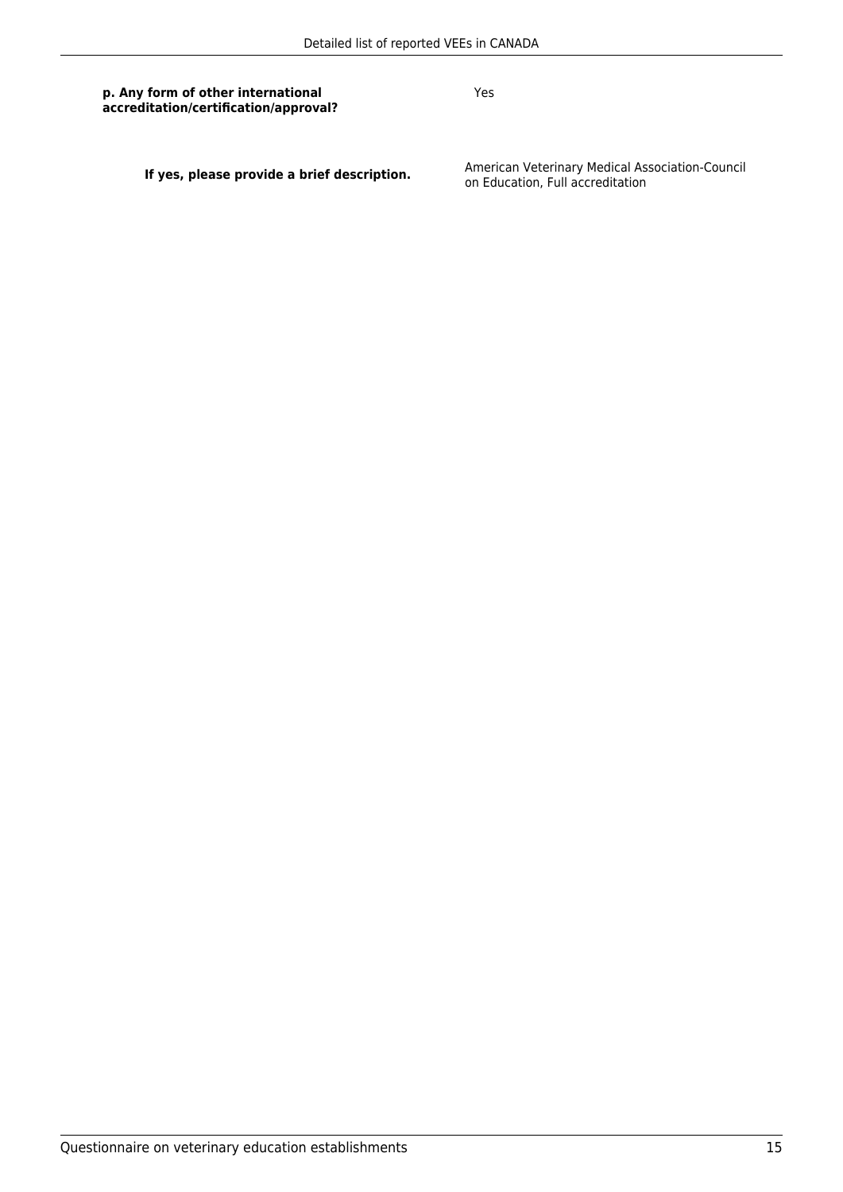**p. Any form of other international accreditation/certification/approval?**

Yes

**If yes, please provide a brief description.**

American Veterinary Medical Association-Council on Education, Full accreditation